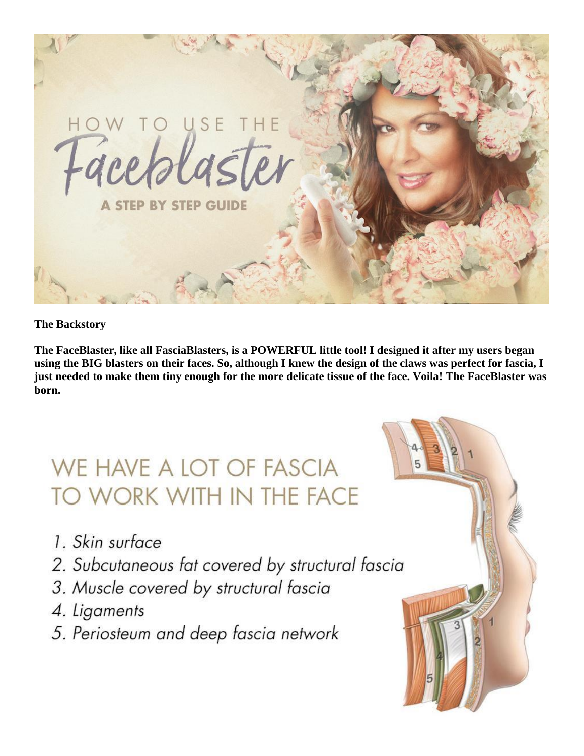# HOW TO USE THE Faceblaster

## A STEP BY STEP GUIDE

**The Backstory**

**The FaceBlaster, like all FasciaBlasters, is a POWERFUL little tool! I designed it after my users began using the BIG blasters on their faces. So, although I knew the design of the claws was perfect for fascia, I just needed to make them tiny enough for the more delicate tissue of the face. Voila! The FaceBlaster was born.**

## WE HAVE A LOT OF FASCIA TO WORK WITH IN THE FACE

1. *Skin surface*
2. *Subcutaneous fat covered by structural fascia*
3. *Muscle covered by structural fascia*
4. *Ligaments*
5. *Periosteum and deep fascia network*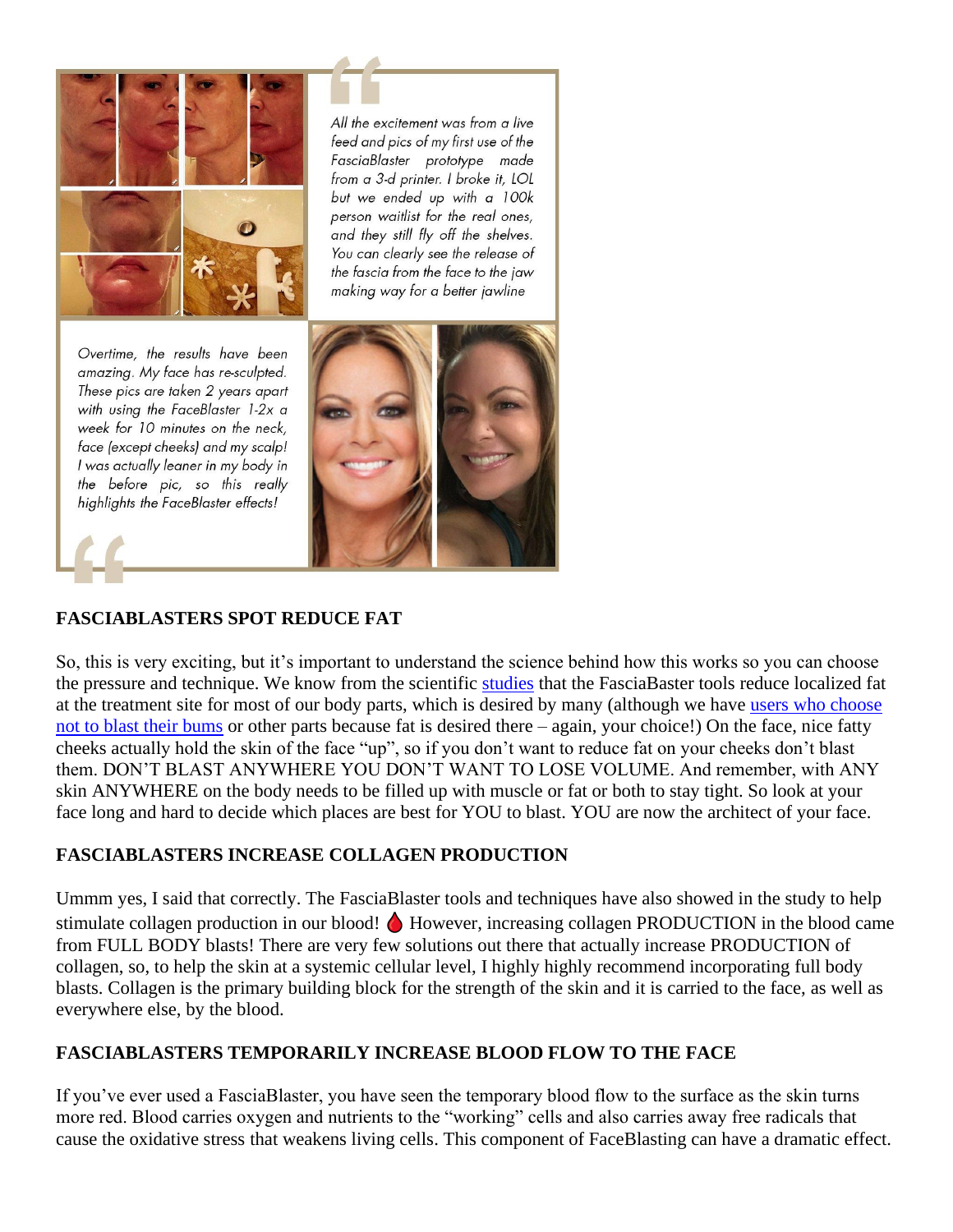*All the excitement was from a live feed and pics of my first use of the FasciaBlaster prototype made from a 3-d printer. I broke it, LOL but we ended up with a 100k person waitlist for the real ones, and they still fly off the shelves. You can clearly see the release of the fascia from the face to the jaw making way for a better jawline*

*Overtime, the results have been amazing. My face has re-sculpted. These pics are taken 2 years apart with using the FaceBlaster 1-2x a week for 10 minutes on the neck, face (except cheeks) and my scalp! I was actually leaner in my body in the before pic, so this really highlights the FaceBlaster effects!*

**FASCIABLASTERS SPOT REDUCE FAT**

So, this is very exciting, but it's important to understand the science behind how this works so you can choose the pressure and technique. We know from the scientific studies that the FasciaBaster tools reduce localized fat at the treatment site for most of our body parts, which is desired by many (although we have users who choose not to blast their bums or other parts because fat is desired there – again, your choice!) On the face, nice fatty cheeks actually hold the skin of the face "up", so if you don't want to reduce fat on your cheeks don't blast them. DON'T BLAST ANYWHERE YOU DON'T WANT TO LOSE VOLUME. And remember, with ANY skin ANYWHERE on the body needs to be filled up with muscle or fat or both to stay tight. So look at your face long and hard to decide which places are best for YOU to blast. YOU are now the architect of your face.

**FASCIABLASTERS INCREASE COLLAGEN PRODUCTION**

Ummm yes, I said that correctly. The FasciaBlaster tools and techniques have also showed in the study to help stimulate collagen production in our blood! 🩸 However, increasing collagen PRODUCTION in the blood came from FULL BODY blasts! There are very few solutions out there that actually increase PRODUCTION of collagen, so, to help the skin at a systemic cellular level, I highly highly recommend incorporating full body blasts. Collagen is the primary building block for the strength of the skin and it is carried to the face, as well as everywhere else, by the blood.

**FASCIABLASTERS TEMPORARILY INCREASE BLOOD FLOW TO THE FACE**

If you've ever used a FasciaBlaster, you have seen the temporary blood flow to the surface as the skin turns more red. Blood carries oxygen and nutrients to the "working" cells and also carries away free radicals that cause the oxidative stress that weakens living cells. This component of FaceBlasting can have a dramatic effect.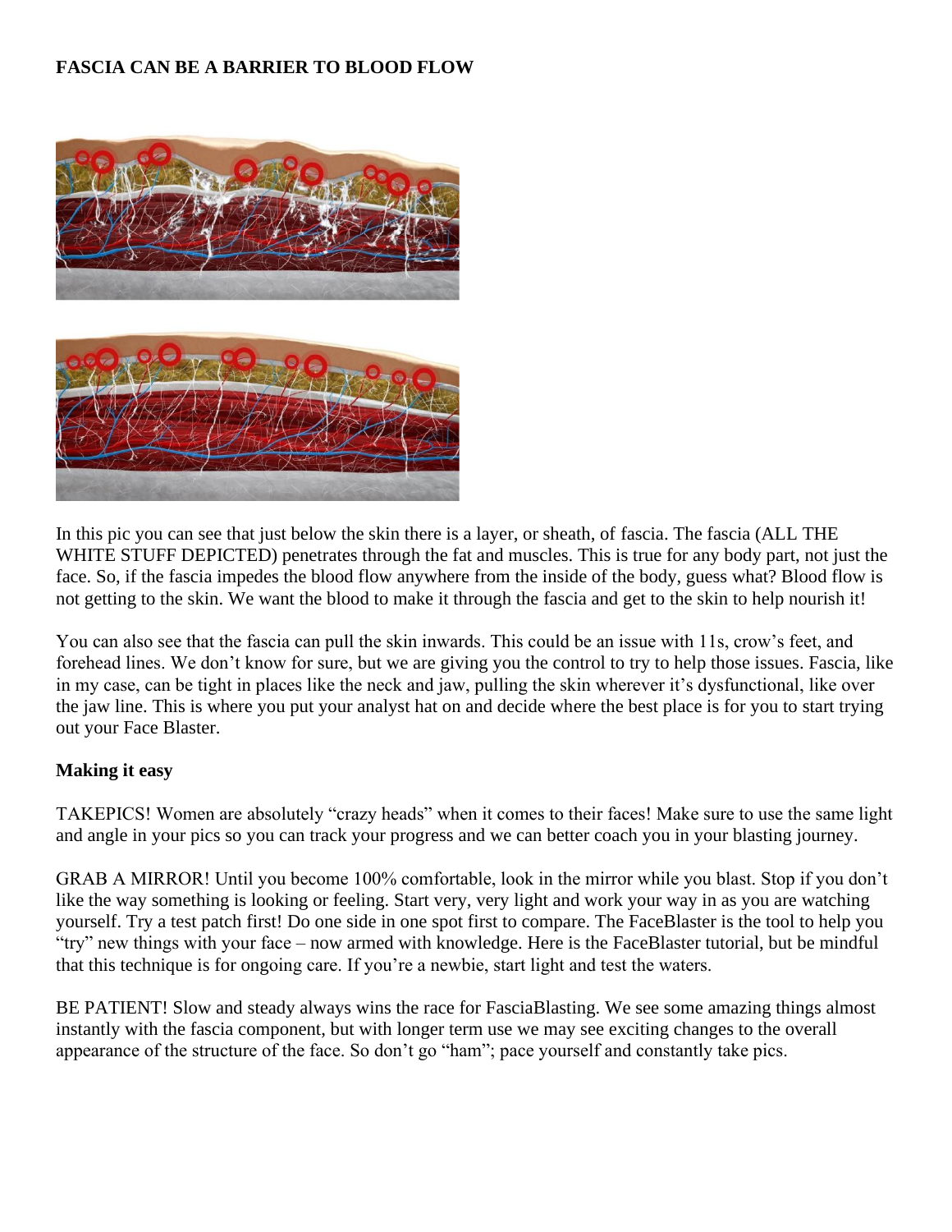**FASCIA CAN BE A BARRIER TO BLOOD FLOW**

In this pic you can see that just below the skin there is a layer, or sheath, of fascia. The fascia (ALL THE WHITE STUFF DEPICTED) penetrates through the fat and muscles. This is true for any body part, not just the face. So, if the fascia impedes the blood flow anywhere from the inside of the body, guess what? Blood flow is not getting to the skin. We want the blood to make it through the fascia and get to the skin to help nourish it!

You can also see that the fascia can pull the skin inwards. This could be an issue with 11s, crow's feet, and forehead lines. We don't know for sure, but we are giving you the control to try to help those issues. Fascia, like in my case, can be tight in places like the neck and jaw, pulling the skin wherever it's dysfunctional, like over the jaw line. This is where you put your analyst hat on and decide where the best place is for you to start trying out your Face Blaster.

**Making it easy**

TAKEPICS! Women are absolutely "crazy heads" when it comes to their faces! Make sure to use the same light and angle in your pics so you can track your progress and we can better coach you in your blasting journey.

GRAB A MIRROR! Until you become 100% comfortable, look in the mirror while you blast. Stop if you don't like the way something is looking or feeling. Start very, very light and work your way in as you are watching yourself. Try a test patch first! Do one side in one spot first to compare. The FaceBlaster is the tool to help you "try" new things with your face – now armed with knowledge. Here is the FaceBlaster tutorial, but be mindful that this technique is for ongoing care. If you're a newbie, start light and test the waters.

BE PATIENT! Slow and steady always wins the race for FasciaBlasting. We see some amazing things almost instantly with the fascia component, but with longer term use we may see exciting changes to the overall appearance of the structure of the face. So don't go "ham"; pace yourself and constantly take pics.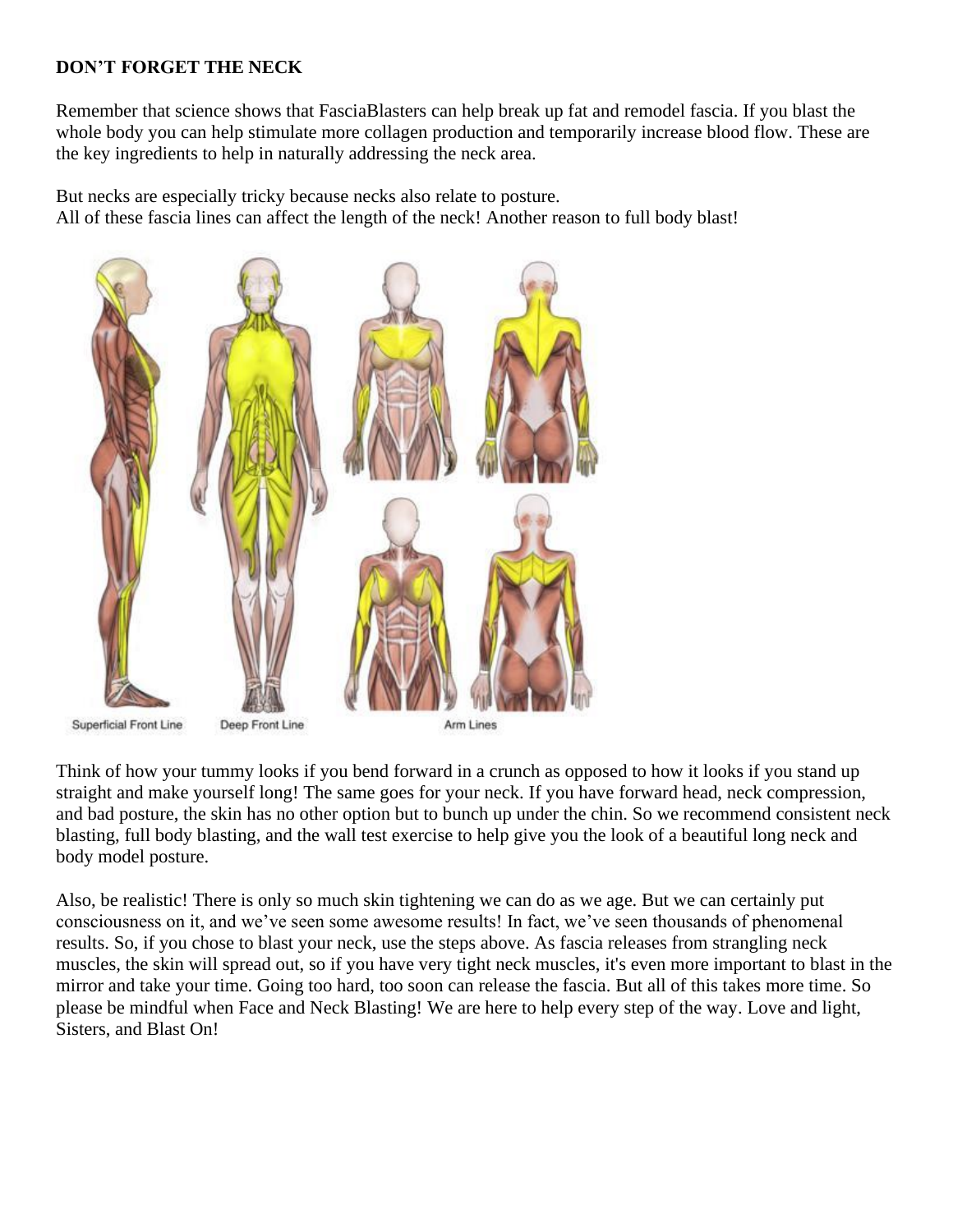**DON'T FORGET THE NECK**

Remember that science shows that FasciaBlasters can help break up fat and remodel fascia. If you blast the whole body you can help stimulate more collagen production and temporarily increase blood flow. These are the key ingredients to help in naturally addressing the neck area.

But necks are especially tricky because necks also relate to posture.
All of these fascia lines can affect the length of the neck! Another reason to full body blast!

Superficial Front Line

Deep Front Line

Arm Lines

Think of how your tummy looks if you bend forward in a crunch as opposed to how it looks if you stand up straight and make yourself long! The same goes for your neck. If you have forward head, neck compression, and bad posture, the skin has no other option but to bunch up under the chin. So we recommend consistent neck blasting, full body blasting, and the wall test exercise to help give you the look of a beautiful long neck and body model posture.

Also, be realistic! There is only so much skin tightening we can do as we age. But we can certainly put consciousness on it, and we've seen some awesome results! In fact, we've seen thousands of phenomenal results. So, if you chose to blast your neck, use the steps above. As fascia releases from strangling neck muscles, the skin will spread out, so if you have very tight neck muscles, it's even more important to blast in the mirror and take your time. Going too hard, too soon can release the fascia. But all of this takes more time. So please be mindful when Face and Neck Blasting! We are here to help every step of the way. Love and light, Sisters, and Blast On!